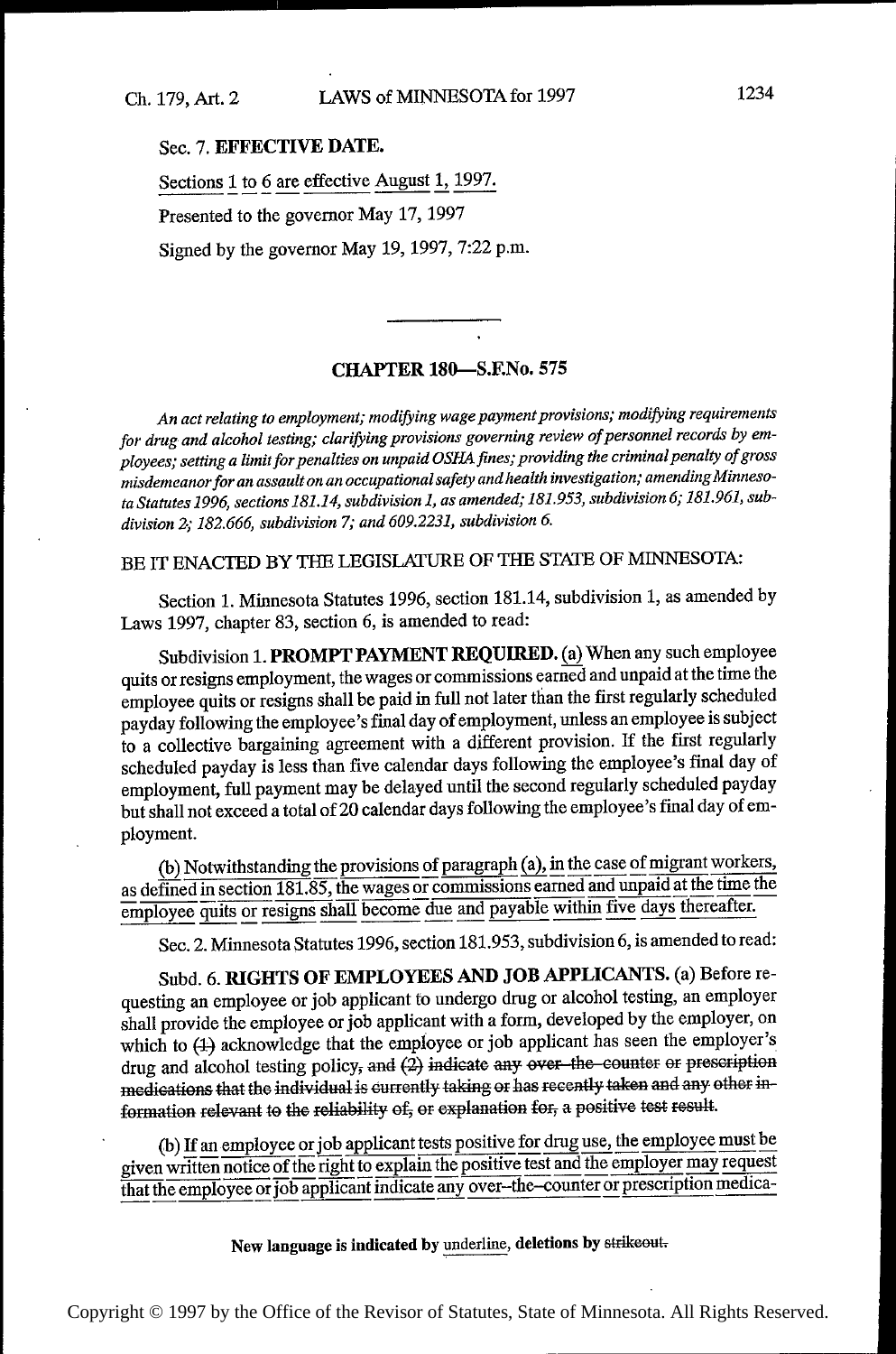Sec. 7. **EFFECTIVE DATE.**

<u>Sections 1 to 6 are effective August 1, 1997.</u>

Presented to the governor May 17, 1997

Signed by the governor May 19, 1997, 7:22 p.m.

---

## CHAPTER 180—S.F.No. 575

*An act relating to employment; modifying wage payment provisions; modifying requirements for drug and alcohol testing; clarifying provisions governing review of personnel records by employees; setting a limit for penalties on unpaid OSHA fines; providing the criminal penalty of gross misdemeanor for an assault on an occupational safety and health investigation; amending Minnesota Statutes 1996, sections 181.14, subdivision 1, as amended; 181.953, subdivision 6; 181.961, subdivision 2; 182.666, subdivision 7; and 609.2231, subdivision 6.*

BE IT ENACTED BY THE LEGISLATURE OF THE STATE OF MINNESOTA:

Section 1. Minnesota Statutes 1996, section 181.14, subdivision 1, as amended by Laws 1997, chapter 83, section 6, is amended to read:

Subdivision 1. **PROMPT PAYMENT REQUIRED.** <u>(a)</u> When any such employee quits or resigns employment, the wages or commissions earned and unpaid at the time the employee quits or resigns shall be paid in full not later than the first regularly scheduled payday following the employee's final day of employment, unless an employee is subject to a collective bargaining agreement with a different provision. If the first regularly scheduled payday is less than five calendar days following the employee's final day of employment, full payment may be delayed until the second regularly scheduled payday but shall not exceed a total of 20 calendar days following the employee's final day of employment.

<u>(b) Notwithstanding the provisions of paragraph (a), in the case of migrant workers, as defined in section 181.85, the wages or commissions earned and unpaid at the time the employee quits or resigns shall become due and payable within five days thereafter.</u>

Sec. 2. Minnesota Statutes 1996, section 181.953, subdivision 6, is amended to read:

Subd. 6. **RIGHTS OF EMPLOYEES AND JOB APPLICANTS.** (a) Before requesting an employee or job applicant to undergo drug or alcohol testing, an employer shall provide the employee or job applicant with a form, developed by the employer, on which to ~~(1)~~ acknowledge that the employee or job applicant has seen the employer's drug and alcohol testing policy~~, and (2) indicate any over-the-counter or prescription medications that the individual is currently taking or has recently taken and any other information relevant to the reliability of, or explanation for, a positive test result~~.

<u>(b) If an employee or job applicant tests positive for drug use, the employee must be given written notice of the right to explain the positive test and the employer may request that the employee or job applicant indicate any over-the-counter or prescription medica-</u>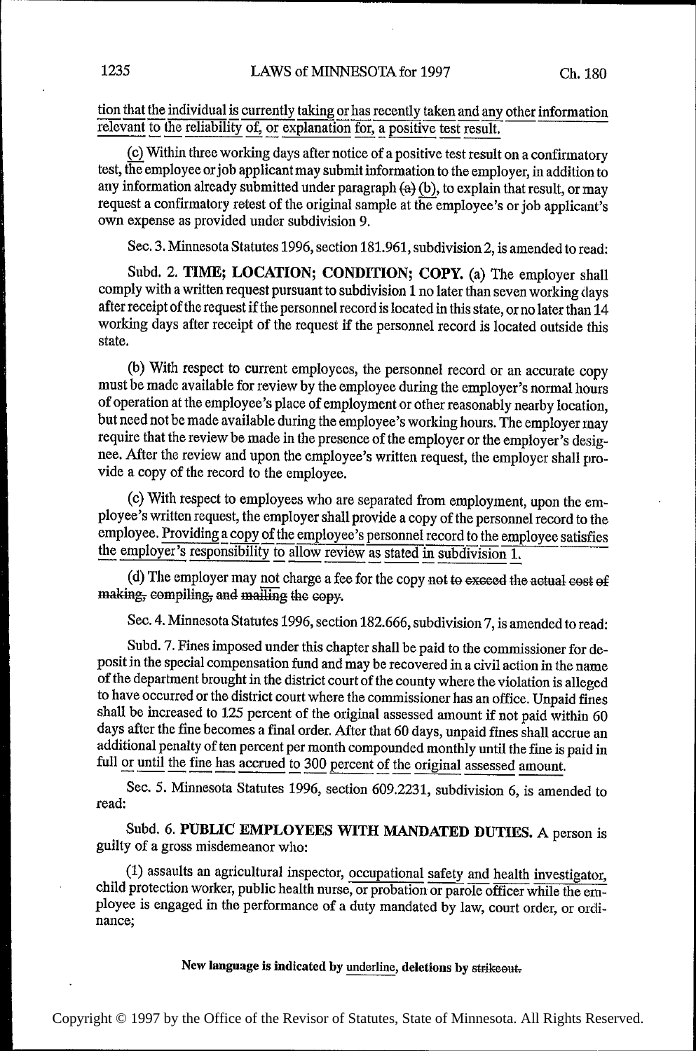<u>tion that the individual is currently taking or has recently taken and any other information relevant to the reliability of, or explanation for, a positive test result.</u>

<u>(c)</u> Within three working days after notice of a positive test result on a confirmatory test, the employee or job applicant may submit information to the employer, in addition to any information already submitted under paragraph ~~(a)~~ <u>(b)</u>, to explain that result, or may request a confirmatory retest of the original sample at the employee's or job applicant's own expense as provided under subdivision 9.

Sec. 3. Minnesota Statutes 1996, section 181.961, subdivision 2, is amended to read:

Subd. 2. **TIME; LOCATION; CONDITION; COPY.** (a) The employer shall comply with a written request pursuant to subdivision 1 no later than seven working days after receipt of the request if the personnel record is located in this state, or no later than 14 working days after receipt of the request if the personnel record is located outside this state.

(b) With respect to current employees, the personnel record or an accurate copy must be made available for review by the employee during the employer's normal hours of operation at the employee's place of employment or other reasonably nearby location, but need not be made available during the employee's working hours. The employer may require that the review be made in the presence of the employer or the employer's designee. After the review and upon the employee's written request, the employer shall provide a copy of the record to the employee.

(c) With respect to employees who are separated from employment, upon the employee's written request, the employer shall provide a copy of the personnel record to the employee. <u>Providing a copy of the employee's personnel record to the employee satisfies the employer's responsibility to allow review as stated in subdivision 1.</u>

(d) The employer may <u>not</u> charge a fee for the copy ~~not to exceed the actual cost of making, compiling, and mailing the copy.~~

Sec. 4. Minnesota Statutes 1996, section 182.666, subdivision 7, is amended to read:

Subd. 7. Fines imposed under this chapter shall be paid to the commissioner for deposit in the special compensation fund and may be recovered in a civil action in the name of the department brought in the district court of the county where the violation is alleged to have occurred or the district court where the commissioner has an office. Unpaid fines shall be increased to 125 percent of the original assessed amount if not paid within 60 days after the fine becomes a final order. After that 60 days, unpaid fines shall accrue an additional penalty of ten percent per month compounded monthly until the fine is paid in full <u>or until the fine has accrued to 300 percent of the original assessed amount</u>.

Sec. 5. Minnesota Statutes 1996, section 609.2231, subdivision 6, is amended to read:

Subd. 6. **PUBLIC EMPLOYEES WITH MANDATED DUTIES.** A person is guilty of a gross misdemeanor who:

(1) assaults an agricultural inspector, <u>occupational safety and health investigator,</u> child protection worker, public health nurse, <u>or probation or parole officer</u> while the employee is engaged in the performance of a duty mandated by law, court order, or ordinance;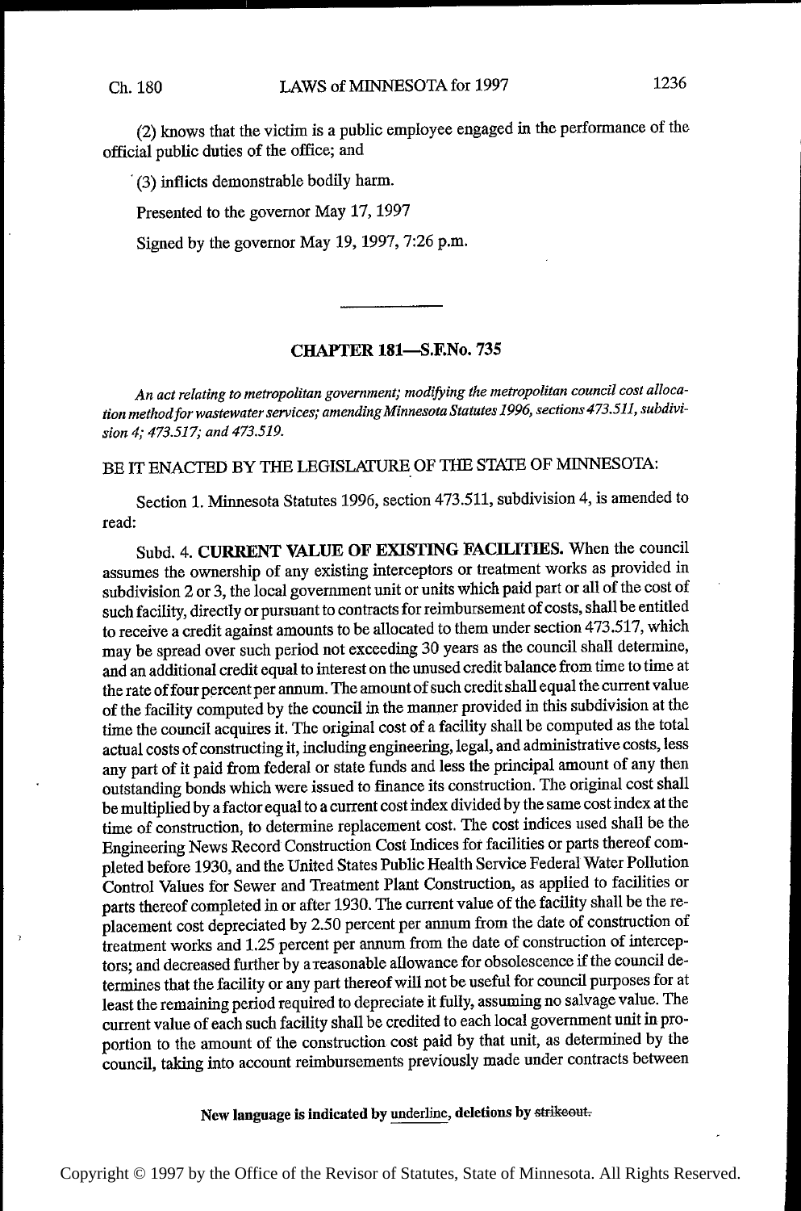(2) knows that the victim is a public employee engaged in the performance of the official public duties of the office; and

(3) inflicts demonstrable bodily harm.

Presented to the governor May 17, 1997

Signed by the governor May 19, 1997, 7:26 p.m.

---

## CHAPTER 181—S.F.No. 735

*An act relating to metropolitan government; modifying the metropolitan council cost allocation method for wastewater services; amending Minnesota Statutes 1996, sections 473.511, subdivision 4; 473.517; and 473.519.*

BE IT ENACTED BY THE LEGISLATURE OF THE STATE OF MINNESOTA:

Section 1. Minnesota Statutes 1996, section 473.511, subdivision 4, is amended to read:

Subd. 4. **CURRENT VALUE OF EXISTING FACILITIES.** When the council assumes the ownership of any existing interceptors or treatment works as provided in subdivision 2 or 3, the local government unit or units which paid part or all of the cost of such facility, directly or pursuant to contracts for reimbursement of costs, shall be entitled to receive a credit against amounts to be allocated to them under section 473.517, which may be spread over such period not exceeding 30 years as the council shall determine, and an additional credit equal to interest on the unused credit balance from time to time at the rate of four percent per annum. The amount of such credit shall equal the current value of the facility computed by the council in the manner provided in this subdivision at the time the council acquires it. The original cost of a facility shall be computed as the total actual costs of constructing it, including engineering, legal, and administrative costs, less any part of it paid from federal or state funds and less the principal amount of any then outstanding bonds which were issued to finance its construction. The original cost shall be multiplied by a factor equal to a current cost index divided by the same cost index at the time of construction, to determine replacement cost. The cost indices used shall be the Engineering News Record Construction Cost Indices for facilities or parts thereof completed before 1930, and the United States Public Health Service Federal Water Pollution Control Values for Sewer and Treatment Plant Construction, as applied to facilities or parts thereof completed in or after 1930. The current value of the facility shall be the replacement cost depreciated by 2.50 percent per annum from the date of construction of treatment works and 1.25 percent per annum from the date of construction of interceptors; and decreased further by a reasonable allowance for obsolescence if the council determines that the facility or any part thereof will not be useful for council purposes for at least the remaining period required to depreciate it fully, assuming no salvage value. The current value of each such facility shall be credited to each local government unit in proportion to the amount of the construction cost paid by that unit, as determined by the council, taking into account reimbursements previously made under contracts between

**New language is indicated by underline, deletions by ~~strikeout.~~**